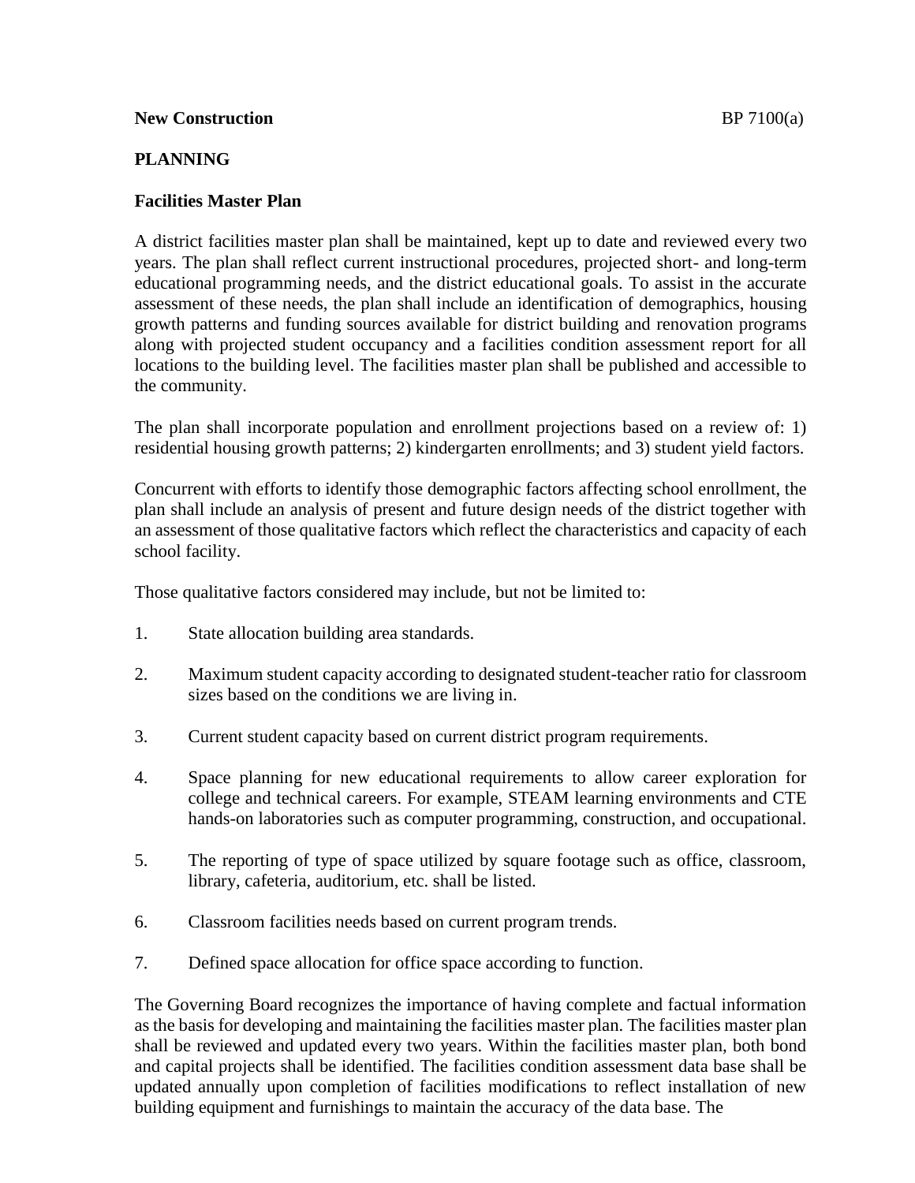**New Construction** BP 7100(a)

**PLANNING**

**Facilities Master Plan**

A district facilities master plan shall be maintained, kept up to date and reviewed every two years. The plan shall reflect current instructional procedures, projected short- and long-term educational programming needs, and the district educational goals. To assist in the accurate assessment of these needs, the plan shall include an identification of demographics, housing growth patterns and funding sources available for district building and renovation programs along with projected student occupancy and a facilities condition assessment report for all locations to the building level. The facilities master plan shall be published and accessible to the community.

The plan shall incorporate population and enrollment projections based on a review of: 1) residential housing growth patterns; 2) kindergarten enrollments; and 3) student yield factors.

Concurrent with efforts to identify those demographic factors affecting school enrollment, the plan shall include an analysis of present and future design needs of the district together with an assessment of those qualitative factors which reflect the characteristics and capacity of each school facility.

Those qualitative factors considered may include, but not be limited to:

1. State allocation building area standards.

2. Maximum student capacity according to designated student-teacher ratio for classroom sizes based on the conditions we are living in.

3. Current student capacity based on current district program requirements.

4. Space planning for new educational requirements to allow career exploration for college and technical careers. For example, STEAM learning environments and CTE hands-on laboratories such as computer programming, construction, and occupational.

5. The reporting of type of space utilized by square footage such as office, classroom, library, cafeteria, auditorium, etc. shall be listed.

6. Classroom facilities needs based on current program trends.

7. Defined space allocation for office space according to function.

The Governing Board recognizes the importance of having complete and factual information as the basis for developing and maintaining the facilities master plan. The facilities master plan shall be reviewed and updated every two years. Within the facilities master plan, both bond and capital projects shall be identified. The facilities condition assessment data base shall be updated annually upon completion of facilities modifications to reflect installation of new building equipment and furnishings to maintain the accuracy of the data base. The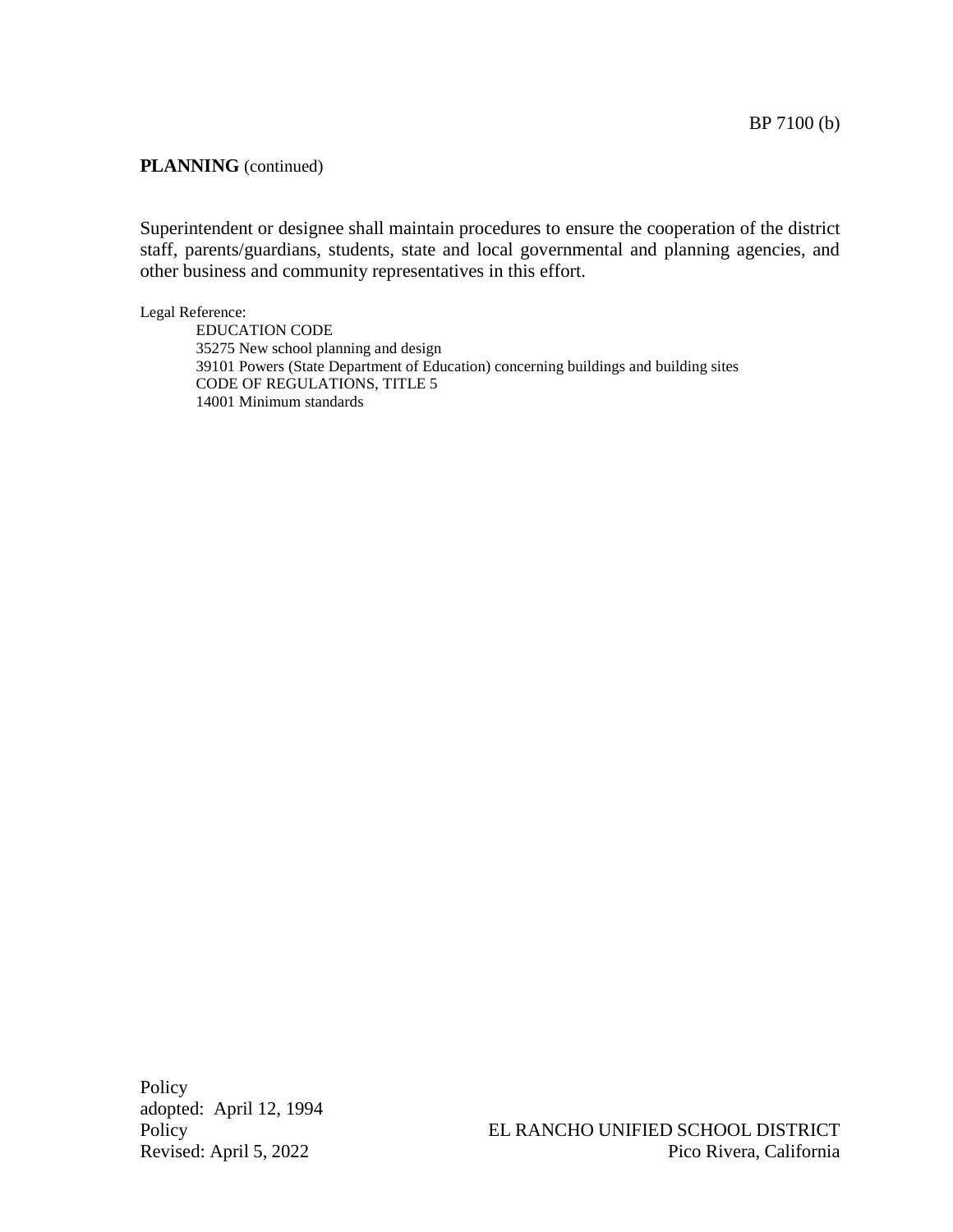**PLANNING** (continued)

Superintendent or designee shall maintain procedures to ensure the cooperation of the district staff, parents/guardians, students, state and local governmental and planning agencies, and other business and community representatives in this effort.

Legal Reference:

EDUCATION CODE
35275 New school planning and design
39101 Powers (State Department of Education) concerning buildings and building sites
CODE OF REGULATIONS, TITLE 5
14001 Minimum standards

Policy
adopted: April 12, 1994
Policy
Revised: April 5, 2022

EL RANCHO UNIFIED SCHOOL DISTRICT
Pico Rivera, California